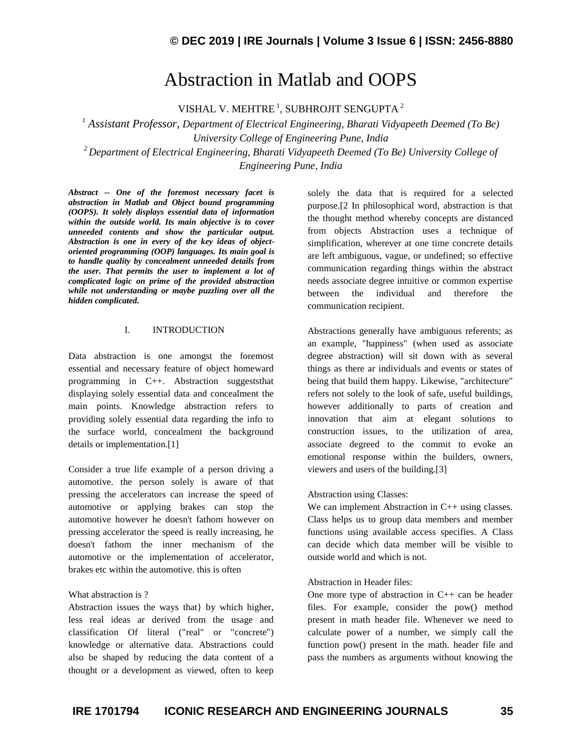# Abstraction in Matlab and OOPS

VISHAL V. MEHTRE [1], SUBHROJIT SENGUPTA [2]

[1] *Assistant Professor, Department of Electrical Engineering, Bharati Vidyapeeth Deemed (To Be) University College of Engineering Pune, India*

[2] *Department of Electrical Engineering, Bharati Vidyapeeth Deemed (To Be) University College of Engineering Pune, India*

***Abstract -- One of the foremost necessary facet is abstraction in Matlab and Object bound programming (OOPS). It solely displays essential data of information within the outside world. Its main objective is to cover unneeded contents and show the particular output. Abstraction is one in every of the key ideas of object-oriented programming (OOP) languages. Its main goal is to handle quality by concealment unneeded details from the user. That permits the user to implement a lot of complicated logic on prime of the provided abstraction while not understanding or maybe puzzling over all the hidden complicated.***

## I. INTRODUCTION

Data abstraction is one amongst the foremost essential and necessary feature of object homeward programming in C++. Abstraction suggeststhat displaying solely essential data and concealment the main points. Knowledge abstraction refers to providing solely essential data regarding the info to the surface world, concealment the background details or implementation.[1]

Consider a true life example of a person driving a automotive. the person solely is aware of that pressing the accelerators can increase the speed of automotive or applying brakes can stop the automotive however he doesn't fathom however on pressing accelerator the speed is really increasing, he doesn't fathom the inner mechanism of the automotive or the implementation of accelerator, brakes etc within the automotive. this is often

What abstraction is ?

Abstraction issues the ways that} by which higher, less real ideas ar derived from the usage and classification Of literal ("real" or "concrete") knowledge or alternative data. Abstractions could also be shaped by reducing the data content of a thought or a development as viewed, often to keep solely the data that is required for a selected purpose.[2 In philosophical word, abstraction is that the thought method whereby concepts are distanced from objects Abstraction uses a technique of simplification, wherever at one time concrete details are left ambiguous, vague, or undefined; so effective communication regarding things within the abstract needs associate degree intuitive or common expertise between the individual and therefore the communication recipient.

Abstractions generally have ambiguous referents; as an example, "happiness" (when used as associate degree abstraction) will sit down with as several things as there ar individuals and events or states of being that build them happy. Likewise, "architecture" refers not solely to the look of safe, useful buildings, however additionally to parts of creation and innovation that aim at elegant solutions to construction issues, to the utilization of area, associate degreed to the commit to evoke an emotional response within the builders, owners, viewers and users of the building.[3]

Abstraction using Classes:

We can implement Abstraction in C++ using classes. Class helps us to group data members and member functions using available access specifies. A Class can decide which data member will be visible to outside world and which is not.

Abstraction in Header files:

One more type of abstraction in C++ can be header files. For example, consider the pow() method present in math header file. Whenever we need to calculate power of a number, we simply call the function pow() present in the math. header file and pass the numbers as arguments without knowing the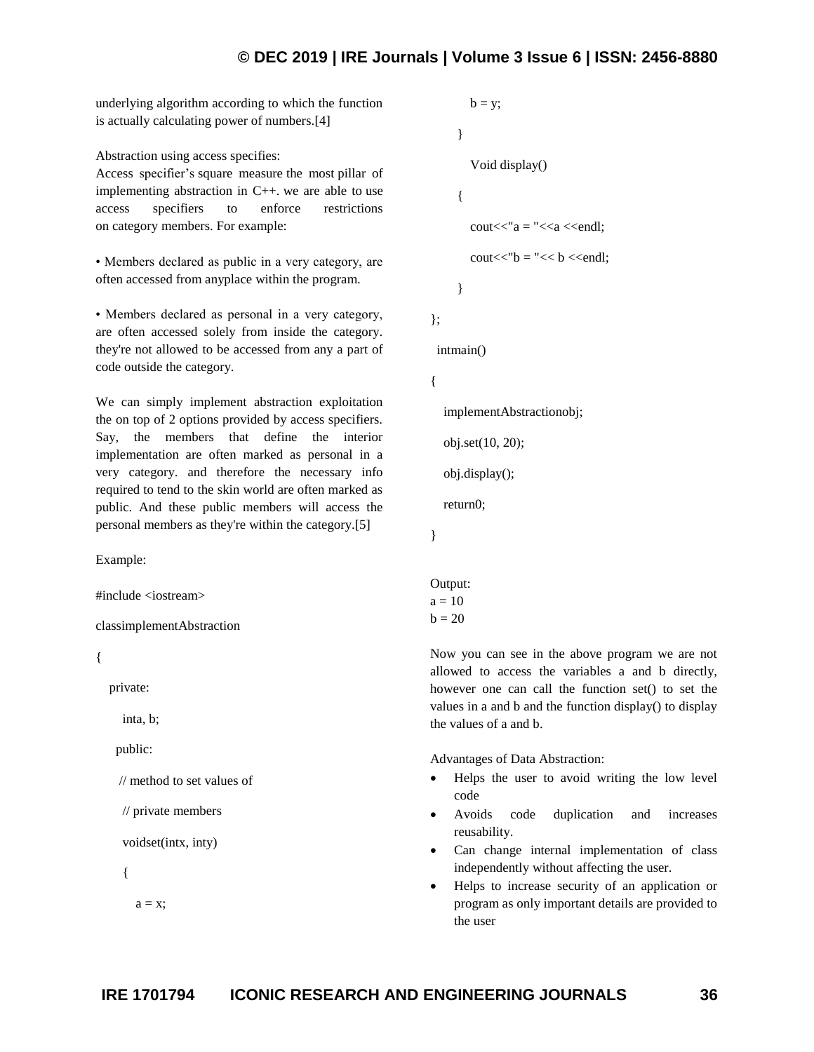underlying algorithm according to which the function is actually calculating power of numbers.[4]

Abstraction using access specifies:
Access specifier's square measure the most pillar of implementing abstraction in C++. we are able to use access specifiers to enforce restrictions on category members. For example:

- Members declared as public in a very category, are often accessed from anyplace within the program.
- Members declared as personal in a very category, are often accessed solely from inside the category. they're not allowed to be accessed from any a part of code outside the category.

We can simply implement abstraction exploitation the on top of 2 options provided by access specifiers. Say, the members that define the interior implementation are often marked as personal in a very category. and therefore the necessary info required to tend to the skin world are often marked as public. And these public members will access the personal members as they're within the category.[5]

Example:

```
#include <iostream>

classimplementAbstraction

{

    private:

      inta, b;

     public:

      // method to set values of

      // private members

      voidset(intx, inty)

      {

         a = x;

         b = y;

      }

         Void display()

      {

         cout<<"a = "<<a <<endl;

         cout<<"b = "<< b <<endl;

      }

};

  intmain()

{

   implementAbstractionobj;

   obj.set(10, 20);

   obj.display();

   return0;

}
```

Output:
a = 10
b = 20

Now you can see in the above program we are not allowed to access the variables a and b directly, however one can call the function set() to set the values in a and b and the function display() to display the values of a and b.

Advantages of Data Abstraction:

- Helps the user to avoid writing the low level code
- Avoids code duplication and increases reusability.
- Can change internal implementation of class independently without affecting the user.
- Helps to increase security of an application or program as only important details are provided to the user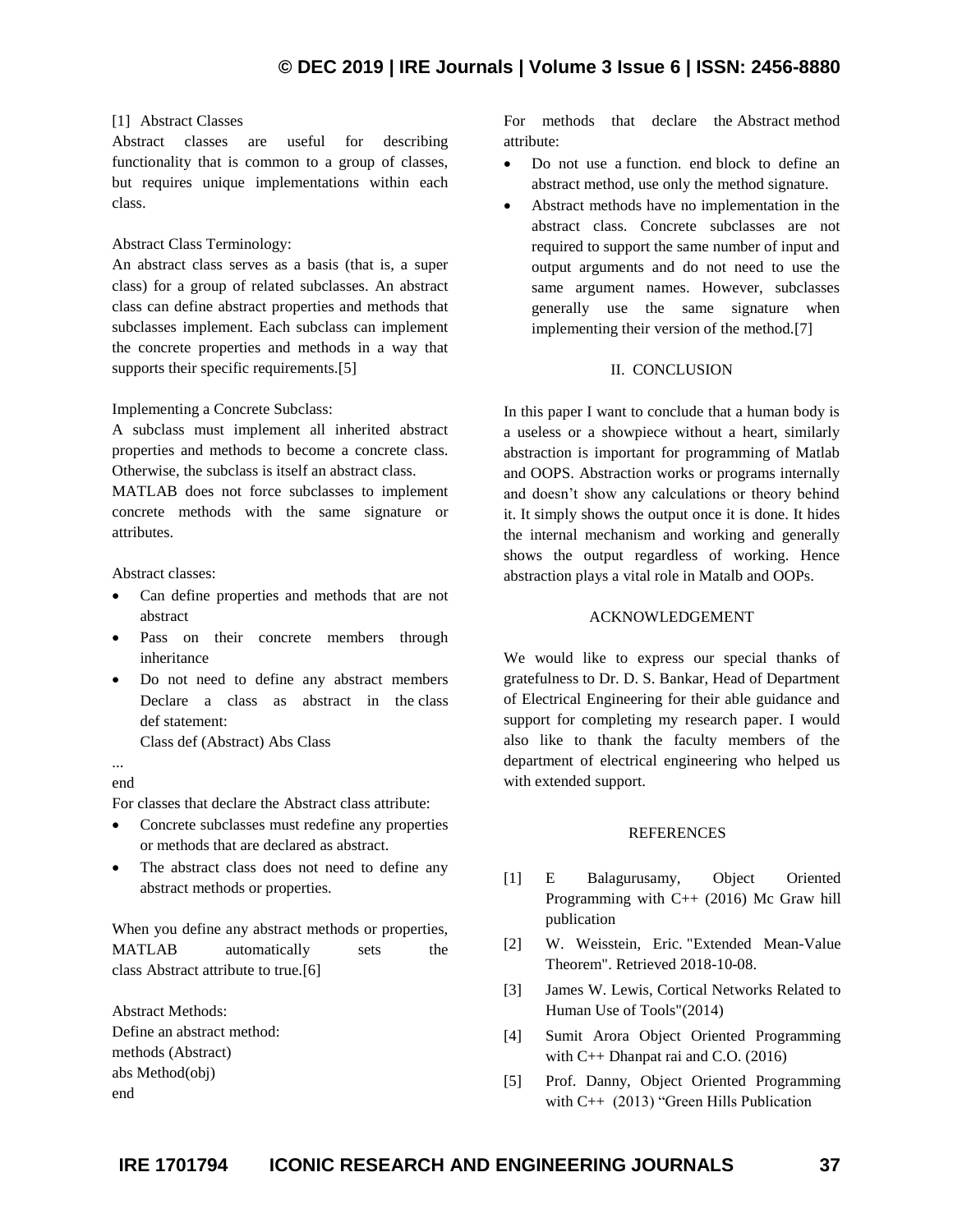[1] Abstract Classes

Abstract classes are useful for describing functionality that is common to a group of classes, but requires unique implementations within each class.

Abstract Class Terminology:

An abstract class serves as a basis (that is, a super class) for a group of related subclasses. An abstract class can define abstract properties and methods that subclasses implement. Each subclass can implement the concrete properties and methods in a way that supports their specific requirements.[5]

Implementing a Concrete Subclass:

A subclass must implement all inherited abstract properties and methods to become a concrete class. Otherwise, the subclass is itself an abstract class.

MATLAB does not force subclasses to implement concrete methods with the same signature or attributes.

Abstract classes:

- Can define properties and methods that are not abstract
- Pass on their concrete members through inheritance
- Do not need to define any abstract members Declare a class as abstract in the class def statement:
  Class def (Abstract) Abs Class

...
end

For classes that declare the Abstract class attribute:

- Concrete subclasses must redefine any properties or methods that are declared as abstract.
- The abstract class does not need to define any abstract methods or properties.

When you define any abstract methods or properties, MATLAB automatically sets the class Abstract attribute to true.[6]

Abstract Methods:
Define an abstract method:
methods (Abstract)
abs Method(obj)
end

For methods that declare the Abstract method attribute:

- Do not use a function. end block to define an abstract method, use only the method signature.
- Abstract methods have no implementation in the abstract class. Concrete subclasses are not required to support the same number of input and output arguments and do not need to use the same argument names. However, subclasses generally use the same signature when implementing their version of the method.[7]

## II. CONCLUSION

In this paper I want to conclude that a human body is a useless or a showpiece without a heart, similarly abstraction is important for programming of Matlab and OOPS. Abstraction works or programs internally and doesn't show any calculations or theory behind it. It simply shows the output once it is done. It hides the internal mechanism and working and generally shows the output regardless of working. Hence abstraction plays a vital role in Matalb and OOPs.

## ACKNOWLEDGEMENT

We would like to express our special thanks of gratefulness to Dr. D. S. Bankar, Head of Department of Electrical Engineering for their able guidance and support for completing my research paper. I would also like to thank the faculty members of the department of electrical engineering who helped us with extended support.

## REFERENCES

[1] E Balagurusamy, Object Oriented Programming with C++ (2016) Mc Graw hill publication

[2] W. Weisstein, Eric. "Extended Mean-Value Theorem". Retrieved 2018-10-08.

[3] James W. Lewis, Cortical Networks Related to Human Use of Tools"(2014)

[4] Sumit Arora Object Oriented Programming with C++ Dhanpat rai and C.O. (2016)

[5] Prof. Danny, Object Oriented Programming with C++ (2013) "Green Hills Publication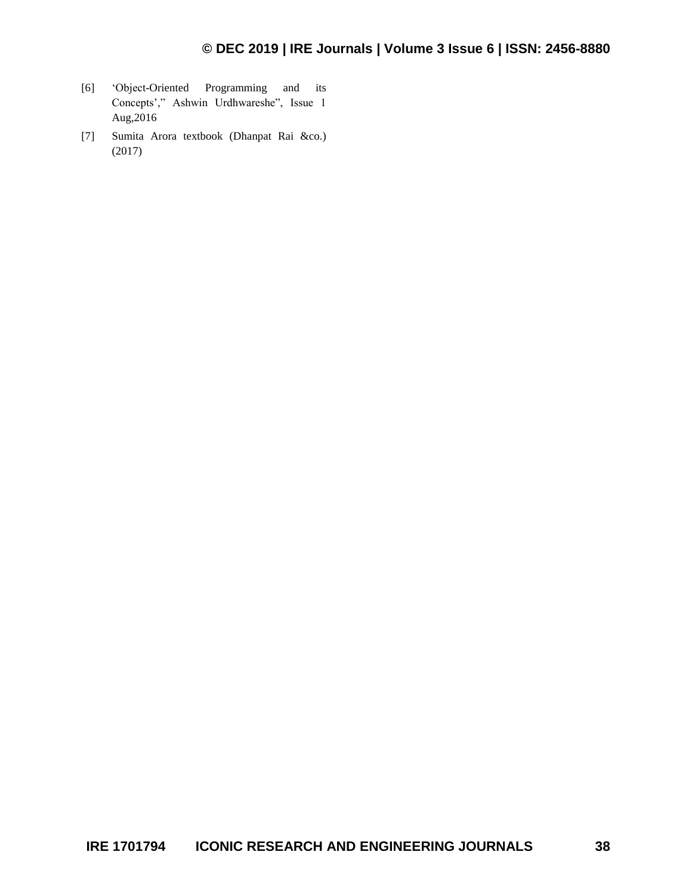[6] 'Object-Oriented Programming and its Concepts'," Ashwin Urdhwareshe", Issue 1 Aug,2016

[7] Sumita Arora textbook (Dhanpat Rai &co.) (2017)